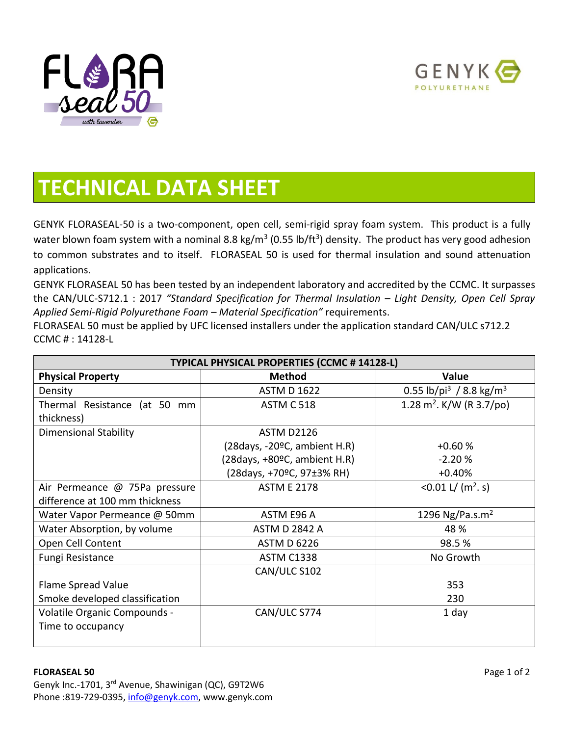# TECHNICAL DATA SHEET

GENYK FLORASEAL-50 is a two-component, open cell, semi-rigid spray foam system. This product is a fully water blown foam system with a nominal 8.8 kg/m$^3$ (0.55 lb/ft$^3$) density. The product has very good adhesion to common substrates and to itself. FLORASEAL 50 is used for thermal insulation and sound attenuation applications.

GENYK FLORASEAL 50 has been tested by an independent laboratory and accredited by the CCMC. It surpasses the CAN/ULC-S712.1 : 2017 *"Standard Specification for Thermal Insulation – Light Density, Open Cell Spray Applied Semi-Rigid Polyurethane Foam – Material Specification"* requirements.

FLORASEAL 50 must be applied by UFC licensed installers under the application standard CAN/ULC s712.2

CCMC # : 14128-L

| TYPICAL PHYSICAL PROPERTIES (CCMC # 14128-L) | | |
|---|---|---|
| **Physical Property** | **Method** | **Value** |
| Density | ASTM D 1622 | 0.55 lb/pi$^3$ / 8.8 kg/m$^3$ |
| Thermal Resistance (at 50 mm thickness) | ASTM C 518 | 1.28 m$^2$. K/W (R 3.7/po) |
| Dimensional Stability | ASTM D2126<br>(28days, -20ºC, ambient H.R)<br>(28days, +80ºC, ambient H.R)<br>(28days, +70ºC, 97±3% RH) | <br>+0.60 %<br>-2.20 %<br>+0.40% |
| Air Permeance @ 75Pa pressure difference at 100 mm thickness | ASTM E 2178 | <0.01 L/ (m$^2$. s) |
| Water Vapor Permeance @ 50mm | ASTM E96 A | 1296 Ng/Pa.s.m$^2$ |
| Water Absorption, by volume | ASTM D 2842 A | 48 % |
| Open Cell Content | ASTM D 6226 | 98.5 % |
| Fungi Resistance | ASTM C1338 | No Growth |
| Flame Spread Value<br>Smoke developed classification | CAN/ULC S102 | 353<br>230 |
| Volatile Organic Compounds - Time to occupancy | CAN/ULC S774 | 1 day |

**FLORASEAL 50**

Genyk Inc.-1701, 3rd Avenue, Shawinigan (QC), G9T2W6

Phone :819-729-0395, info@genyk.com, www.genyk.com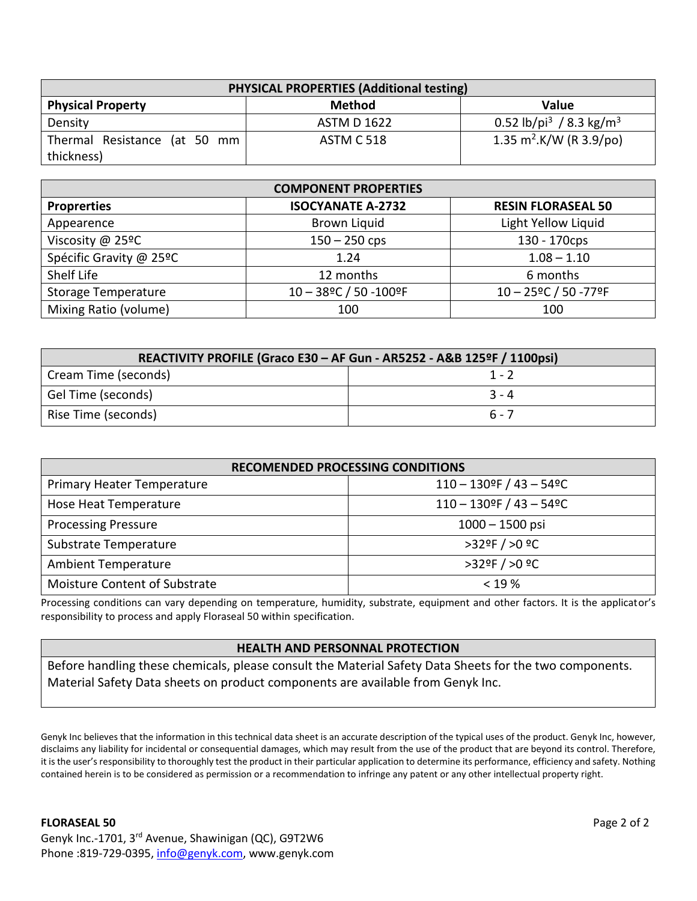| PHYSICAL PROPERTIES (Additional testing) | | |
|---|---|---|
| **Physical Property** | **Method** | **Value** |
| Density | ASTM D 1622 | 0.52 lb/pi$^3$ / 8.3 kg/m$^3$ |
| Thermal Resistance (at 50 mm thickness) | ASTM C 518 | 1.35 m$^2$.K/W (R 3.9/po) |

| COMPONENT PROPERTIES | | |
|---|---|---|
| **Proprerties** | **ISOCYANATE A-2732** | **RESIN FLORASEAL 50** |
| Appearence | Brown Liquid | Light Yellow Liquid |
| Viscosity @ 25ºC | 150 – 250 cps | 130 - 170cps |
| Spécific Gravity @ 25ºC | 1.24 | 1.08 – 1.10 |
| Shelf Life | 12 months | 6 months |
| Storage Temperature | 10 – 38ºC / 50 -100ºF | 10 – 25ºC / 50 -77ºF |
| Mixing Ratio (volume) | 100 | 100 |

| REACTIVITY PROFILE (Graco E30 – AF Gun - AR5252 - A&B 125ºF / 1100psi) | |
|---|---|
| Cream Time (seconds) | 1 - 2 |
| Gel Time (seconds) | 3 - 4 |
| Rise Time (seconds) | 6 - 7 |

| RECOMENDED PROCESSING CONDITIONS | |
|---|---|
| Primary Heater Temperature | 110 – 130ºF / 43 – 54ºC |
| Hose Heat Temperature | 110 – 130ºF / 43 – 54ºC |
| Processing Pressure | 1000 – 1500 psi |
| Substrate Temperature | >32ºF / >0 ºC |
| Ambient Temperature | >32ºF / >0 ºC |
| Moisture Content of Substrate | < 19 % |

Processing conditions can vary depending on temperature, humidity, substrate, equipment and other factors. It is the applicator's responsibility to process and apply Floraseal 50 within specification.

| HEALTH AND PERSONNAL PROTECTION |
|---|
| Before handling these chemicals, please consult the Material Safety Data Sheets for the two components. Material Safety Data sheets on product components are available from Genyk Inc. |

Genyk Inc believes that the information in this technical data sheet is an accurate description of the typical uses of the product. Genyk Inc, however, disclaims any liability for incidental or consequential damages, which may result from the use of the product that are beyond its control. Therefore, it is the user's responsibility to thoroughly test the product in their particular application to determine its performance, efficiency and safety. Nothing contained herein is to be considered as permission or a recommendation to infringe any patent or any other intellectual property right.

**FLORASEAL 50**
Genyk Inc.-1701, 3rd Avenue, Shawinigan (QC), G9T2W6
Phone :819-729-0395, info@genyk.com, www.genyk.com